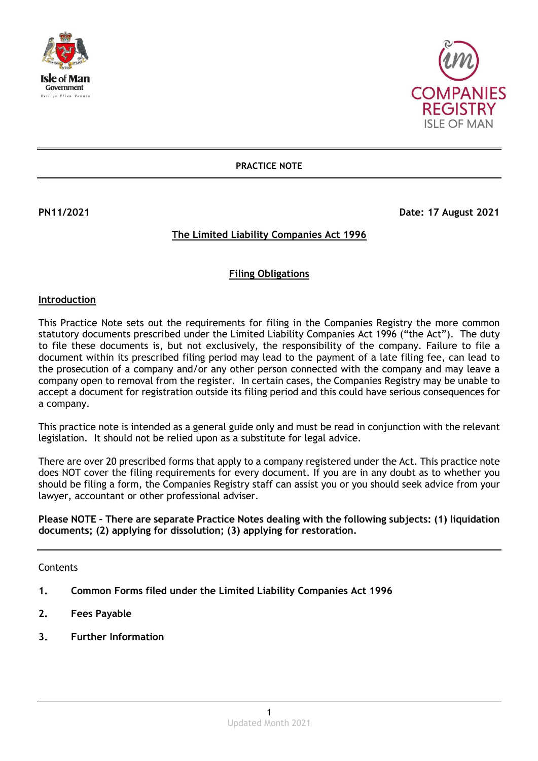**PRACTICE NOTE**

**PN11/2021** **Date: 17 August 2021**

# The Limited Liability Companies Act 1996

## Filing Obligations

### Introduction

This Practice Note sets out the requirements for filing in the Companies Registry the more common statutory documents prescribed under the Limited Liability Companies Act 1996 ("the Act"). The duty to file these documents is, but not exclusively, the responsibility of the company. Failure to file a document within its prescribed filing period may lead to the payment of a late filing fee, can lead to the prosecution of a company and/or any other person connected with the company and may leave a company open to removal from the register. In certain cases, the Companies Registry may be unable to accept a document for registration outside its filing period and this could have serious consequences for a company.

This practice note is intended as a general guide only and must be read in conjunction with the relevant legislation. It should not be relied upon as a substitute for legal advice.

There are over 20 prescribed forms that apply to a company registered under the Act. This practice note does NOT cover the filing requirements for every document. If you are in any doubt as to whether you should be filing a form, the Companies Registry staff can assist you or you should seek advice from your lawyer, accountant or other professional adviser.

**Please NOTE – There are separate Practice Notes dealing with the following subjects: (1) liquidation documents; (2) applying for dissolution; (3) applying for restoration.**

---

Contents

1. **Common Forms filed under the Limited Liability Companies Act 1996**
2. **Fees Payable**
3. **Further Information**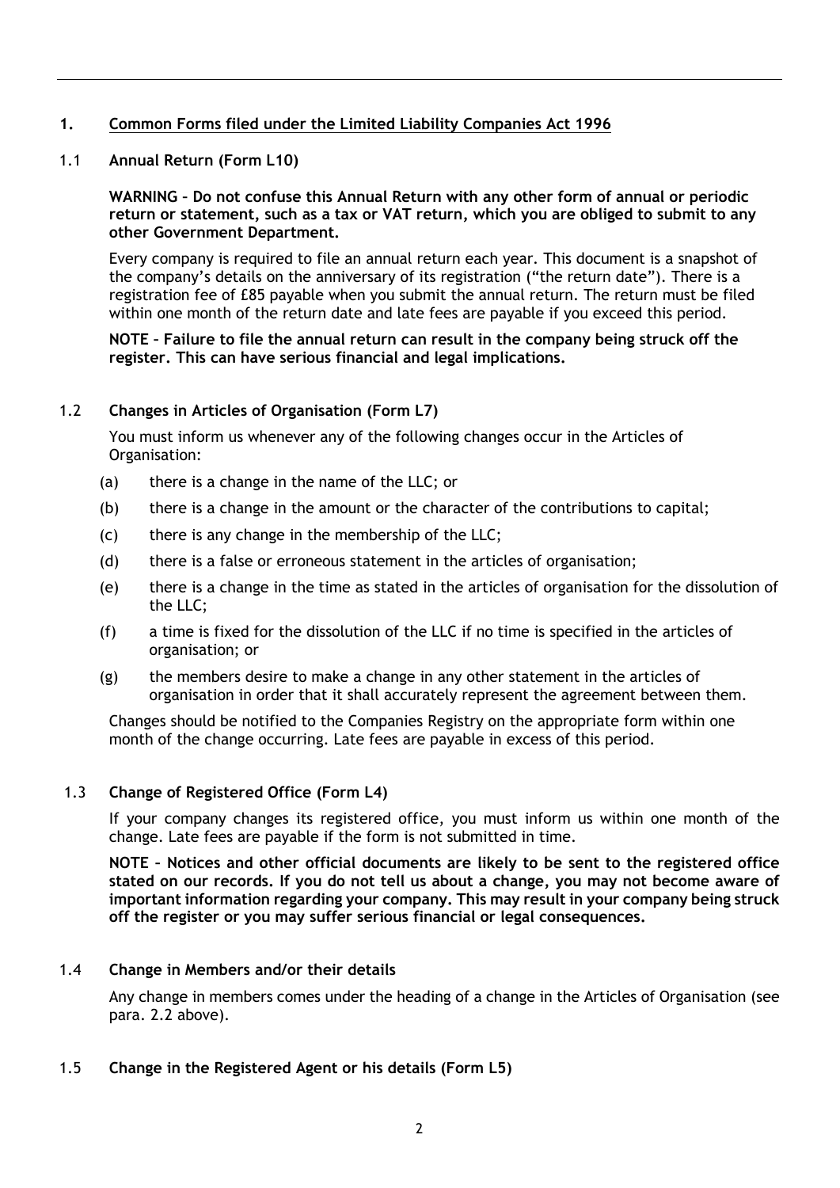## 1. Common Forms filed under the Limited Liability Companies Act 1996

### 1.1 Annual Return (Form L10)

**WARNING – Do not confuse this Annual Return with any other form of annual or periodic return or statement, such as a tax or VAT return, which you are obliged to submit to any other Government Department.**

Every company is required to file an annual return each year. This document is a snapshot of the company's details on the anniversary of its registration ("the return date"). There is a registration fee of £85 payable when you submit the annual return. The return must be filed within one month of the return date and late fees are payable if you exceed this period.

**NOTE – Failure to file the annual return can result in the company being struck off the register. This can have serious financial and legal implications.**

### 1.2 Changes in Articles of Organisation (Form L7)

You must inform us whenever any of the following changes occur in the Articles of Organisation:

(a) there is a change in the name of the LLC; or

(b) there is a change in the amount or the character of the contributions to capital;

(c) there is any change in the membership of the LLC;

(d) there is a false or erroneous statement in the articles of organisation;

(e) there is a change in the time as stated in the articles of organisation for the dissolution of the LLC;

(f) a time is fixed for the dissolution of the LLC if no time is specified in the articles of organisation; or

(g) the members desire to make a change in any other statement in the articles of organisation in order that it shall accurately represent the agreement between them.

Changes should be notified to the Companies Registry on the appropriate form within one month of the change occurring. Late fees are payable in excess of this period.

### 1.3 Change of Registered Office (Form L4)

If your company changes its registered office, you must inform us within one month of the change. Late fees are payable if the form is not submitted in time.

**NOTE – Notices and other official documents are likely to be sent to the registered office stated on our records. If you do not tell us about a change, you may not become aware of important information regarding your company. This may result in your company being struck off the register or you may suffer serious financial or legal consequences.**

### 1.4 Change in Members and/or their details

Any change in members comes under the heading of a change in the Articles of Organisation (see para. 2.2 above).

### 1.5 Change in the Registered Agent or his details (Form L5)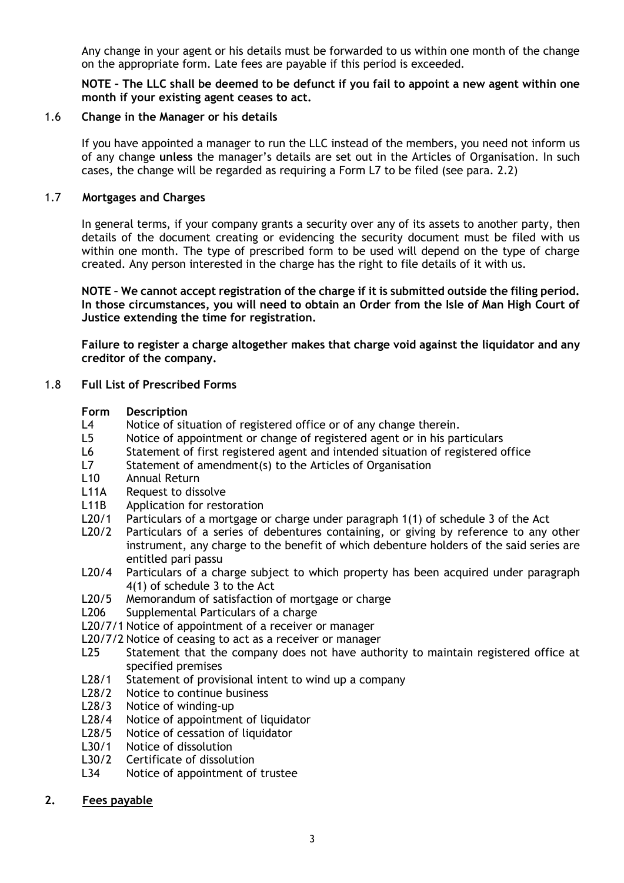Any change in your agent or his details must be forwarded to us within one month of the change on the appropriate form. Late fees are payable if this period is exceeded.

**NOTE – The LLC shall be deemed to be defunct if you fail to appoint a new agent within one month if your existing agent ceases to act.**

### 1.6 Change in the Manager or his details

If you have appointed a manager to run the LLC instead of the members, you need not inform us of any change **unless** the manager's details are set out in the Articles of Organisation. In such cases, the change will be regarded as requiring a Form L7 to be filed (see para. 2.2)

### 1.7 Mortgages and Charges

In general terms, if your company grants a security over any of its assets to another party, then details of the document creating or evidencing the security document must be filed with us within one month. The type of prescribed form to be used will depend on the type of charge created. Any person interested in the charge has the right to file details of it with us.

**NOTE – We cannot accept registration of the charge if it is submitted outside the filing period. In those circumstances, you will need to obtain an Order from the Isle of Man High Court of Justice extending the time for registration.**

**Failure to register a charge altogether makes that charge void against the liquidator and any creditor of the company.**

### 1.8 Full List of Prescribed Forms

| **Form** | **Description** |
|---|---|
| L4 | Notice of situation of registered office or of any change therein. |
| L5 | Notice of appointment or change of registered agent or in his particulars |
| L6 | Statement of first registered agent and intended situation of registered office |
| L7 | Statement of amendment(s) to the Articles of Organisation |
| L10 | Annual Return |
| L11A | Request to dissolve |
| L11B | Application for restoration |
| L20/1 | Particulars of a mortgage or charge under paragraph 1(1) of schedule 3 of the Act |
| L20/2 | Particulars of a series of debentures containing, or giving by reference to any other instrument, any charge to the benefit of which debenture holders of the said series are entitled pari passu |
| L20/4 | Particulars of a charge subject to which property has been acquired under paragraph 4(1) of schedule 3 to the Act |
| L20/5 | Memorandum of satisfaction of mortgage or charge |
| L206 | Supplemental Particulars of a charge |
| L20/7/1 | Notice of appointment of a receiver or manager |
| L20/7/2 | Notice of ceasing to act as a receiver or manager |
| L25 | Statement that the company does not have authority to maintain registered office at specified premises |
| L28/1 | Statement of provisional intent to wind up a company |
| L28/2 | Notice to continue business |
| L28/3 | Notice of winding-up |
| L28/4 | Notice of appointment of liquidator |
| L28/5 | Notice of cessation of liquidator |
| L30/1 | Notice of dissolution |
| L30/2 | Certificate of dissolution |
| L34 | Notice of appointment of trustee |

## 2. Fees payable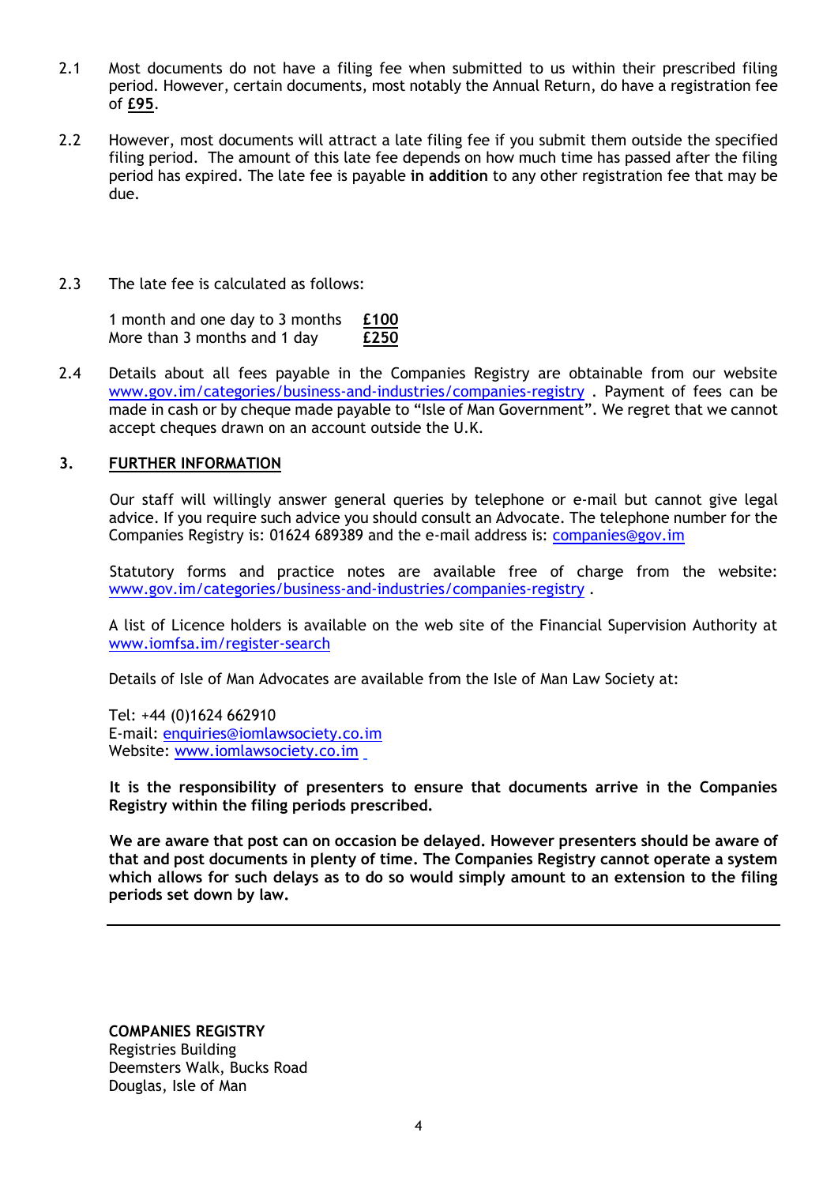2.1 Most documents do not have a filing fee when submitted to us within their prescribed filing period. However, certain documents, most notably the Annual Return, do have a registration fee of **£95**.

2.2 However, most documents will attract a late filing fee if you submit them outside the specified filing period. The amount of this late fee depends on how much time has passed after the filing period has expired. The late fee is payable **in addition** to any other registration fee that may be due.

2.3 The late fee is calculated as follows:

| | |
|---|---|
| 1 month and one day to 3 months | **£100** |
| More than 3 months and 1 day | **£250** |

2.4 Details about all fees payable in the Companies Registry are obtainable from our website www.gov.im/categories/business-and-industries/companies-registry . Payment of fees can be made in cash or by cheque made payable to "Isle of Man Government". We regret that we cannot accept cheques drawn on an account outside the U.K.

## 3. FURTHER INFORMATION

Our staff will willingly answer general queries by telephone or e-mail but cannot give legal advice. If you require such advice you should consult an Advocate. The telephone number for the Companies Registry is: 01624 689389 and the e-mail address is: companies@gov.im

Statutory forms and practice notes are available free of charge from the website: www.gov.im/categories/business-and-industries/companies-registry .

A list of Licence holders is available on the web site of the Financial Supervision Authority at www.iomfsa.im/register-search

Details of Isle of Man Advocates are available from the Isle of Man Law Society at:

Tel: +44 (0)1624 662910
E-mail: enquiries@iomlawsociety.co.im
Website: www.iomlawsociety.co.im

**It is the responsibility of presenters to ensure that documents arrive in the Companies Registry within the filing periods prescribed.**

**We are aware that post can on occasion be delayed. However presenters should be aware of that and post documents in plenty of time. The Companies Registry cannot operate a system which allows for such delays as to do so would simply amount to an extension to the filing periods set down by law.**

---

**COMPANIES REGISTRY**
Registries Building
Deemsters Walk, Bucks Road
Douglas, Isle of Man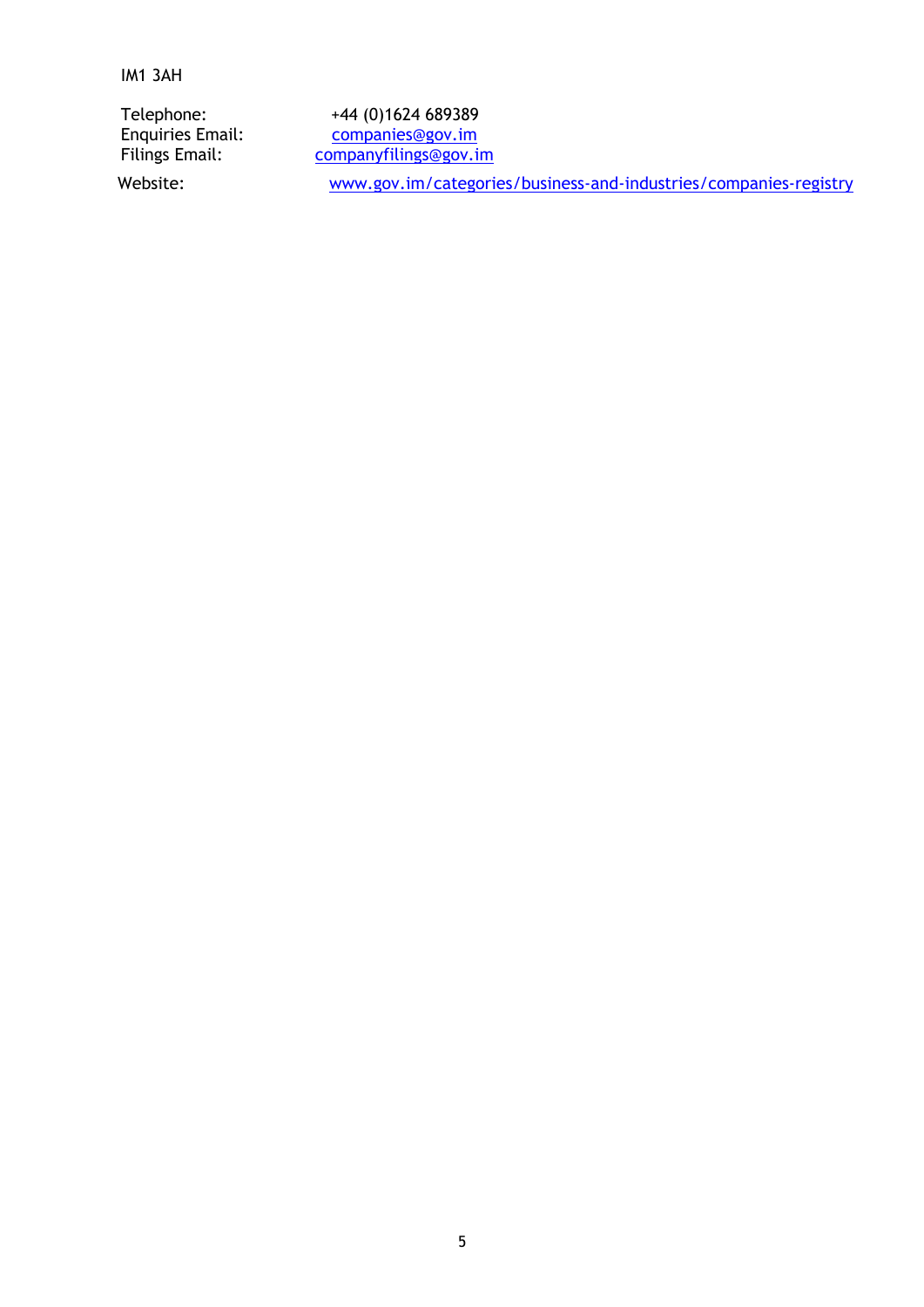IM1 3AH

| | |
|---|---|
| Telephone: | +44 (0)1624 689389 |
| Enquiries Email: | companies@gov.im |
| Filings Email: | companyfilings@gov.im |
| Website: | www.gov.im/categories/business-and-industries/companies-registry |